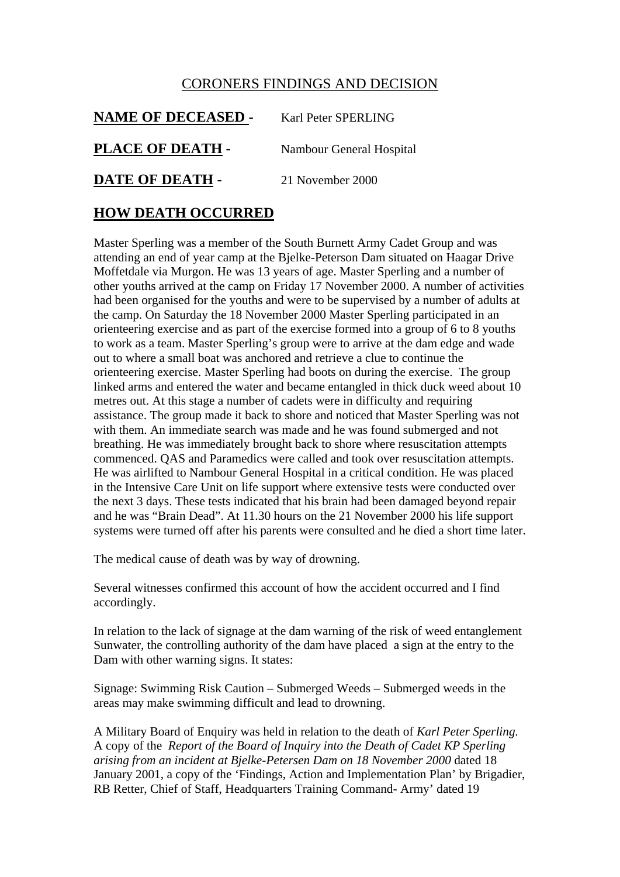# CORONERS FINDINGS AND DECISION

**NAME OF DECEASED -** Karl Peter SPERLING

**PLACE OF DEATH -** Nambour General Hospital

**DATE OF DEATH -** 21 November 2000

## HOW DEATH OCCURRED

Master Sperling was a member of the South Burnett Army Cadet Group and was attending an end of year camp at the Bjelke-Peterson Dam situated on Haagar Drive Moffetdale via Murgon. He was 13 years of age. Master Sperling and a number of other youths arrived at the camp on Friday 17 November 2000. A number of activities had been organised for the youths and were to be supervised by a number of adults at the camp. On Saturday the 18 November 2000 Master Sperling participated in an orienteering exercise and as part of the exercise formed into a group of 6 to 8 youths to work as a team. Master Sperling's group were to arrive at the dam edge and wade out to where a small boat was anchored and retrieve a clue to continue the orienteering exercise. Master Sperling had boots on during the exercise. The group linked arms and entered the water and became entangled in thick duck weed about 10 metres out. At this stage a number of cadets were in difficulty and requiring assistance. The group made it back to shore and noticed that Master Sperling was not with them. An immediate search was made and he was found submerged and not breathing. He was immediately brought back to shore where resuscitation attempts commenced. QAS and Paramedics were called and took over resuscitation attempts. He was airlifted to Nambour General Hospital in a critical condition. He was placed in the Intensive Care Unit on life support where extensive tests were conducted over the next 3 days. These tests indicated that his brain had been damaged beyond repair and he was "Brain Dead". At 11.30 hours on the 21 November 2000 his life support systems were turned off after his parents were consulted and he died a short time later.

The medical cause of death was by way of drowning.

Several witnesses confirmed this account of how the accident occurred and I find accordingly.

In relation to the lack of signage at the dam warning of the risk of weed entanglement Sunwater, the controlling authority of the dam have placed a sign at the entry to the Dam with other warning signs. It states:

Signage: Swimming Risk Caution – Submerged Weeds – Submerged weeds in the areas may make swimming difficult and lead to drowning.

A Military Board of Enquiry was held in relation to the death of *Karl Peter Sperling.* A copy of the *Report of the Board of Inquiry into the Death of Cadet KP Sperling arising from an incident at Bjelke-Petersen Dam on 18 November 2000* dated 18 January 2001, a copy of the 'Findings, Action and Implementation Plan' by Brigadier, RB Retter, Chief of Staff, Headquarters Training Command- Army' dated 19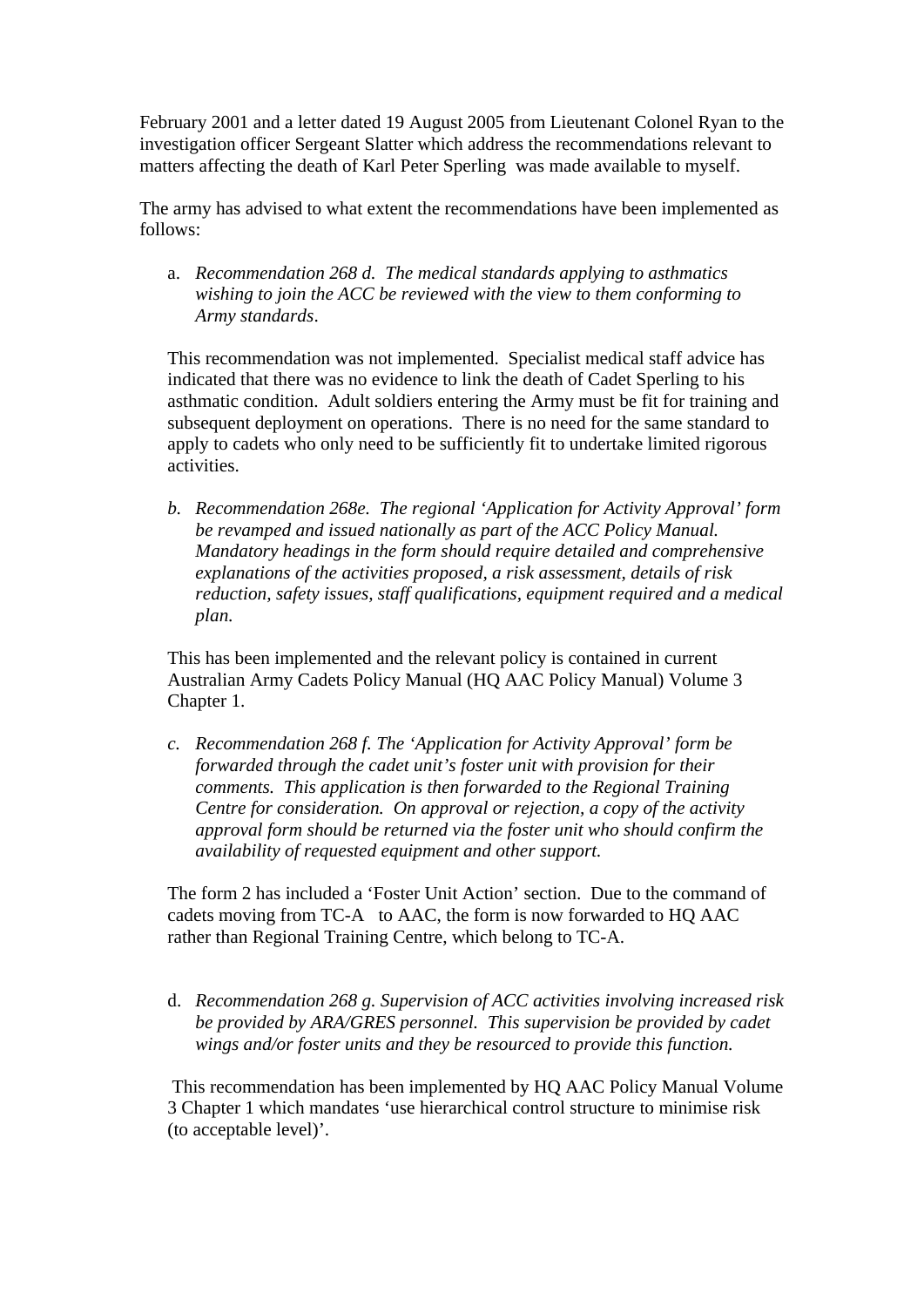February 2001 and a letter dated 19 August 2005 from Lieutenant Colonel Ryan to the investigation officer Sergeant Slatter which address the recommendations relevant to matters affecting the death of Karl Peter Sperling was made available to myself.

The army has advised to what extent the recommendations have been implemented as follows:

a. *Recommendation 268 d. The medical standards applying to asthmatics wishing to join the ACC be reviewed with the view to them conforming to Army standards*.

This recommendation was not implemented. Specialist medical staff advice has indicated that there was no evidence to link the death of Cadet Sperling to his asthmatic condition. Adult soldiers entering the Army must be fit for training and subsequent deployment on operations. There is no need for the same standard to apply to cadets who only need to be sufficiently fit to undertake limited rigorous activities.

b. *Recommendation 268e. The regional 'Application for Activity Approval' form be revamped and issued nationally as part of the ACC Policy Manual. Mandatory headings in the form should require detailed and comprehensive explanations of the activities proposed, a risk assessment, details of risk reduction, safety issues, staff qualifications, equipment required and a medical plan.*

This has been implemented and the relevant policy is contained in current Australian Army Cadets Policy Manual (HQ AAC Policy Manual) Volume 3 Chapter 1.

c. *Recommendation 268 f. The 'Application for Activity Approval' form be forwarded through the cadet unit's foster unit with provision for their comments. This application is then forwarded to the Regional Training Centre for consideration. On approval or rejection, a copy of the activity approval form should be returned via the foster unit who should confirm the availability of requested equipment and other support.*

The form 2 has included a 'Foster Unit Action' section. Due to the command of cadets moving from TC-A to AAC, the form is now forwarded to HQ AAC rather than Regional Training Centre, which belong to TC-A.

d. *Recommendation 268 g. Supervision of ACC activities involving increased risk be provided by ARA/GRES personnel. This supervision be provided by cadet wings and/or foster units and they be resourced to provide this function.*

This recommendation has been implemented by HQ AAC Policy Manual Volume 3 Chapter 1 which mandates 'use hierarchical control structure to minimise risk (to acceptable level)'.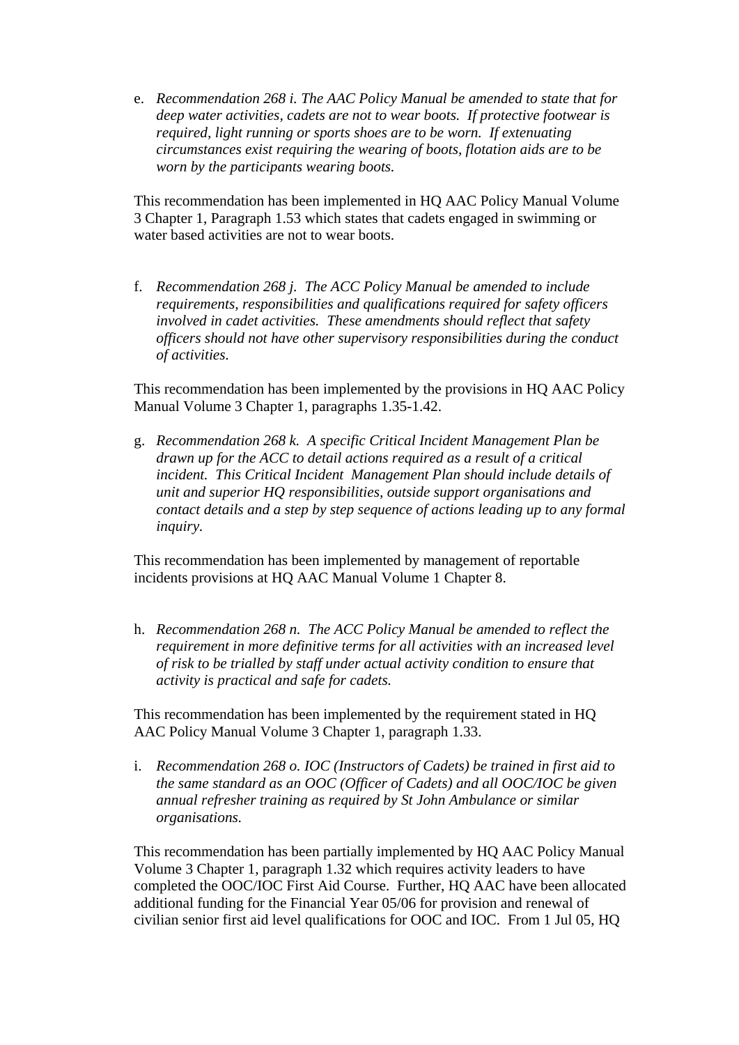e. *Recommendation 268 i. The AAC Policy Manual be amended to state that for deep water activities, cadets are not to wear boots. If protective footwear is required, light running or sports shoes are to be worn. If extenuating circumstances exist requiring the wearing of boots, flotation aids are to be worn by the participants wearing boots.*

This recommendation has been implemented in HQ AAC Policy Manual Volume 3 Chapter 1, Paragraph 1.53 which states that cadets engaged in swimming or water based activities are not to wear boots.

f. *Recommendation 268 j. The ACC Policy Manual be amended to include requirements, responsibilities and qualifications required for safety officers involved in cadet activities. These amendments should reflect that safety officers should not have other supervisory responsibilities during the conduct of activities.*

This recommendation has been implemented by the provisions in HQ AAC Policy Manual Volume 3 Chapter 1, paragraphs 1.35-1.42.

g. *Recommendation 268 k. A specific Critical Incident Management Plan be drawn up for the ACC to detail actions required as a result of a critical incident. This Critical Incident Management Plan should include details of unit and superior HQ responsibilities, outside support organisations and contact details and a step by step sequence of actions leading up to any formal inquiry.*

This recommendation has been implemented by management of reportable incidents provisions at HQ AAC Manual Volume 1 Chapter 8.

h. *Recommendation 268 n. The ACC Policy Manual be amended to reflect the requirement in more definitive terms for all activities with an increased level of risk to be trialled by staff under actual activity condition to ensure that activity is practical and safe for cadets.*

This recommendation has been implemented by the requirement stated in HQ AAC Policy Manual Volume 3 Chapter 1, paragraph 1.33.

i. *Recommendation 268 o. IOC (Instructors of Cadets) be trained in first aid to the same standard as an OOC (Officer of Cadets) and all OOC/IOC be given annual refresher training as required by St John Ambulance or similar organisations.*

This recommendation has been partially implemented by HQ AAC Policy Manual Volume 3 Chapter 1, paragraph 1.32 which requires activity leaders to have completed the OOC/IOC First Aid Course. Further, HQ AAC have been allocated additional funding for the Financial Year 05/06 for provision and renewal of civilian senior first aid level qualifications for OOC and IOC. From 1 Jul 05, HQ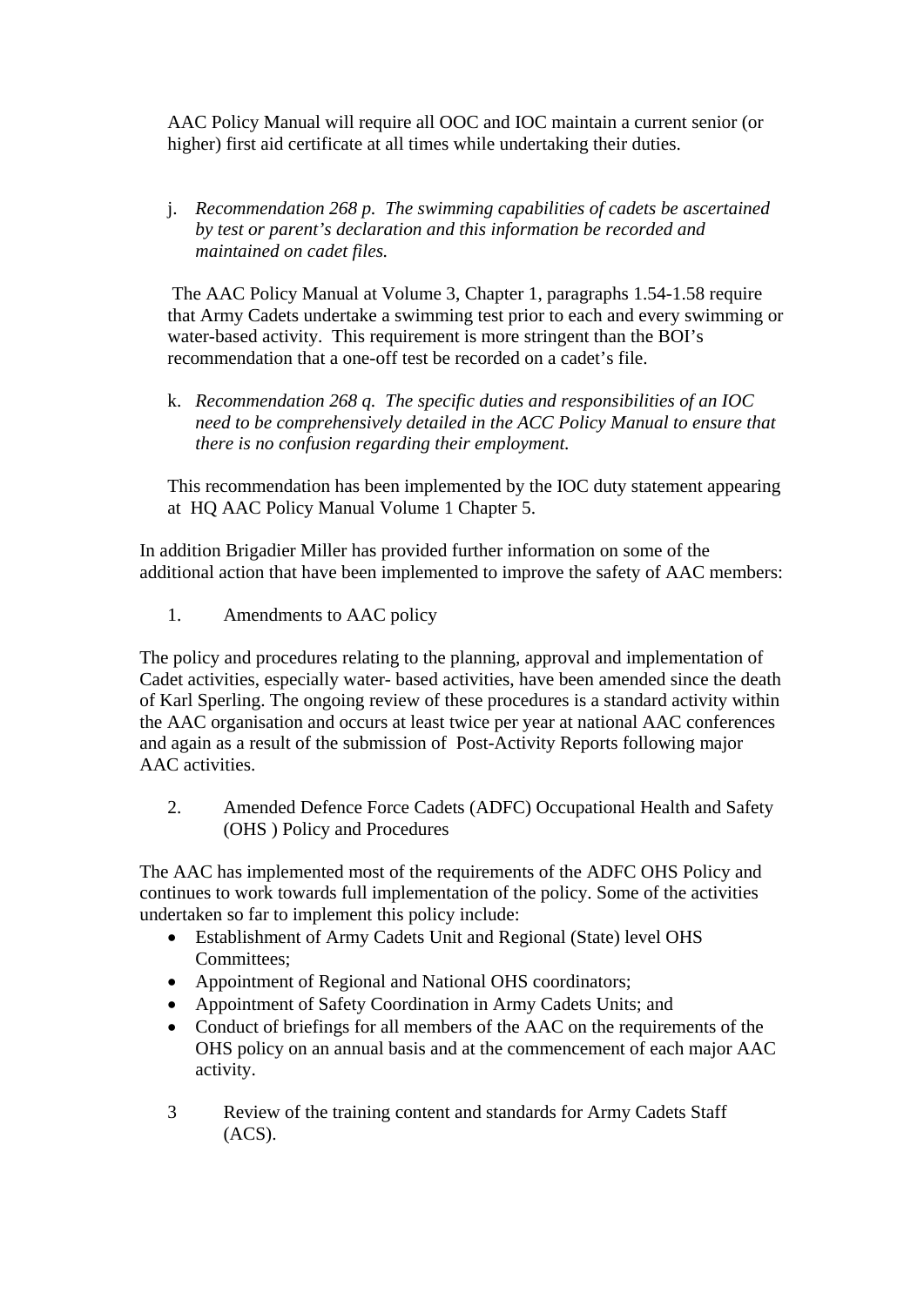AAC Policy Manual will require all OOC and IOC maintain a current senior (or higher) first aid certificate at all times while undertaking their duties.

j. *Recommendation 268 p. The swimming capabilities of cadets be ascertained by test or parent's declaration and this information be recorded and maintained on cadet files.*

The AAC Policy Manual at Volume 3, Chapter 1, paragraphs 1.54-1.58 require that Army Cadets undertake a swimming test prior to each and every swimming or water-based activity. This requirement is more stringent than the BOI's recommendation that a one-off test be recorded on a cadet's file.

k. *Recommendation 268 q. The specific duties and responsibilities of an IOC need to be comprehensively detailed in the ACC Policy Manual to ensure that there is no confusion regarding their employment.*

This recommendation has been implemented by the IOC duty statement appearing at HQ AAC Policy Manual Volume 1 Chapter 5.

In addition Brigadier Miller has provided further information on some of the additional action that have been implemented to improve the safety of AAC members:

1. Amendments to AAC policy

The policy and procedures relating to the planning, approval and implementation of Cadet activities, especially water- based activities, have been amended since the death of Karl Sperling. The ongoing review of these procedures is a standard activity within the AAC organisation and occurs at least twice per year at national AAC conferences and again as a result of the submission of Post-Activity Reports following major AAC activities.

2. Amended Defence Force Cadets (ADFC) Occupational Health and Safety (OHS ) Policy and Procedures

The AAC has implemented most of the requirements of the ADFC OHS Policy and continues to work towards full implementation of the policy. Some of the activities undertaken so far to implement this policy include:

- Establishment of Army Cadets Unit and Regional (State) level OHS Committees;
- Appointment of Regional and National OHS coordinators;
- Appointment of Safety Coordination in Army Cadets Units; and
- Conduct of briefings for all members of the AAC on the requirements of the OHS policy on an annual basis and at the commencement of each major AAC activity.

3 Review of the training content and standards for Army Cadets Staff (ACS).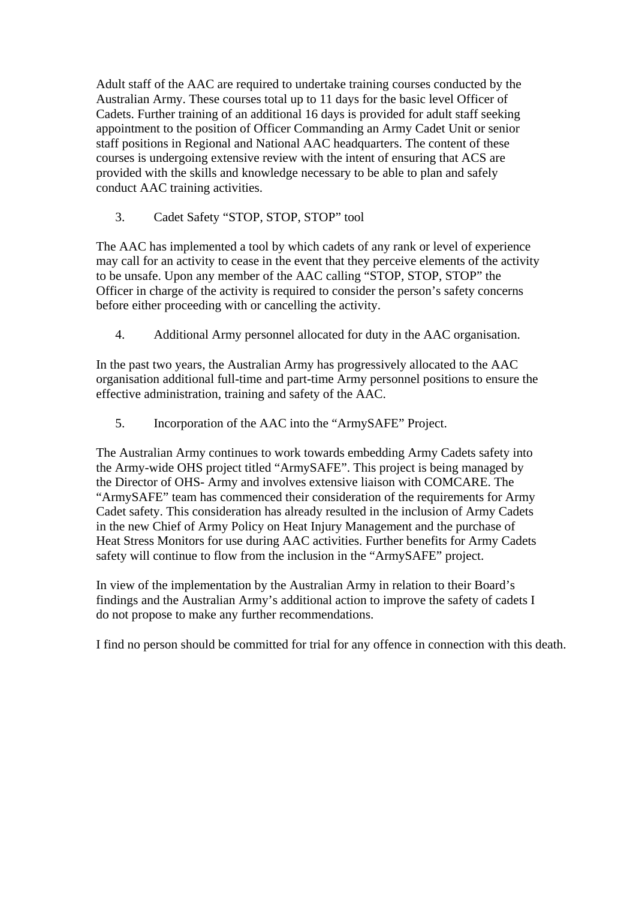Adult staff of the AAC are required to undertake training courses conducted by the Australian Army. These courses total up to 11 days for the basic level Officer of Cadets. Further training of an additional 16 days is provided for adult staff seeking appointment to the position of Officer Commanding an Army Cadet Unit or senior staff positions in Regional and National AAC headquarters. The content of these courses is undergoing extensive review with the intent of ensuring that ACS are provided with the skills and knowledge necessary to be able to plan and safely conduct AAC training activities.

3. Cadet Safety "STOP, STOP, STOP" tool

The AAC has implemented a tool by which cadets of any rank or level of experience may call for an activity to cease in the event that they perceive elements of the activity to be unsafe. Upon any member of the AAC calling "STOP, STOP, STOP" the Officer in charge of the activity is required to consider the person's safety concerns before either proceeding with or cancelling the activity.

4. Additional Army personnel allocated for duty in the AAC organisation.

In the past two years, the Australian Army has progressively allocated to the AAC organisation additional full-time and part-time Army personnel positions to ensure the effective administration, training and safety of the AAC.

5. Incorporation of the AAC into the "ArmySAFE" Project.

The Australian Army continues to work towards embedding Army Cadets safety into the Army-wide OHS project titled "ArmySAFE". This project is being managed by the Director of OHS- Army and involves extensive liaison with COMCARE. The "ArmySAFE" team has commenced their consideration of the requirements for Army Cadet safety. This consideration has already resulted in the inclusion of Army Cadets in the new Chief of Army Policy on Heat Injury Management and the purchase of Heat Stress Monitors for use during AAC activities. Further benefits for Army Cadets safety will continue to flow from the inclusion in the "ArmySAFE" project.

In view of the implementation by the Australian Army in relation to their Board's findings and the Australian Army's additional action to improve the safety of cadets I do not propose to make any further recommendations.

I find no person should be committed for trial for any offence in connection with this death.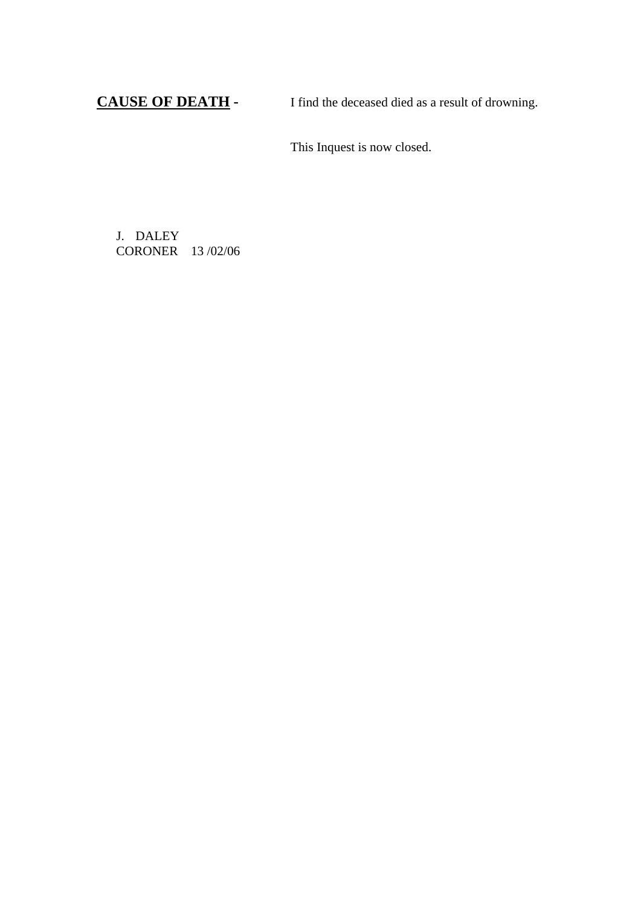**<u>CAUSE OF DEATH</u> -** I find the deceased died as a result of drowning.

This Inquest is now closed.

J. DALEY
CORONER 13 /02/06